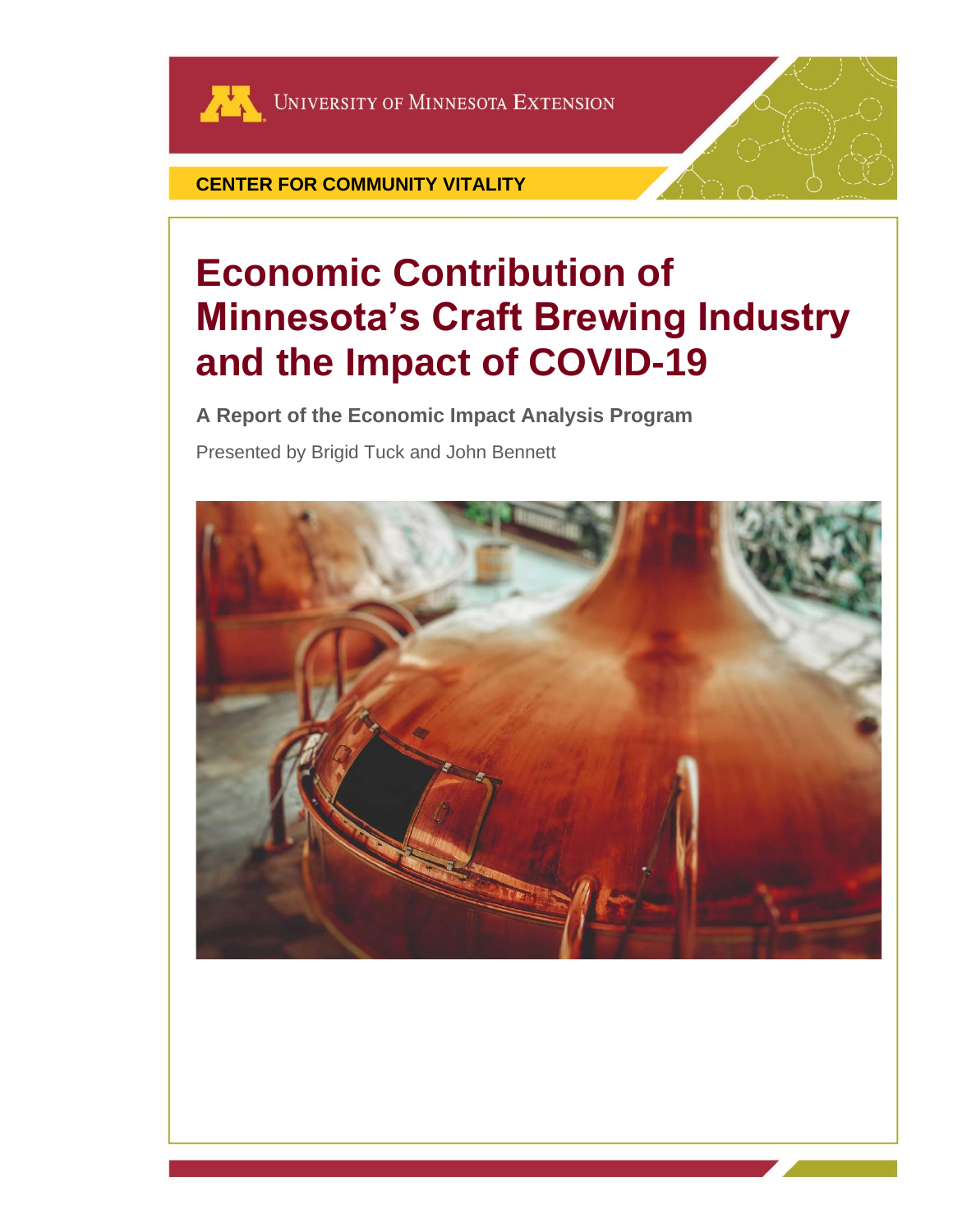UNIVERSITY OF MINNESOTA EXTENSION

**CENTER FOR COMMUNITY VITALITY**

# Economic Contribution of Minnesota's Craft Brewing Industry and the Impact of COVID-19

**A Report of the Economic Impact Analysis Program**

Presented by Brigid Tuck and John Bennett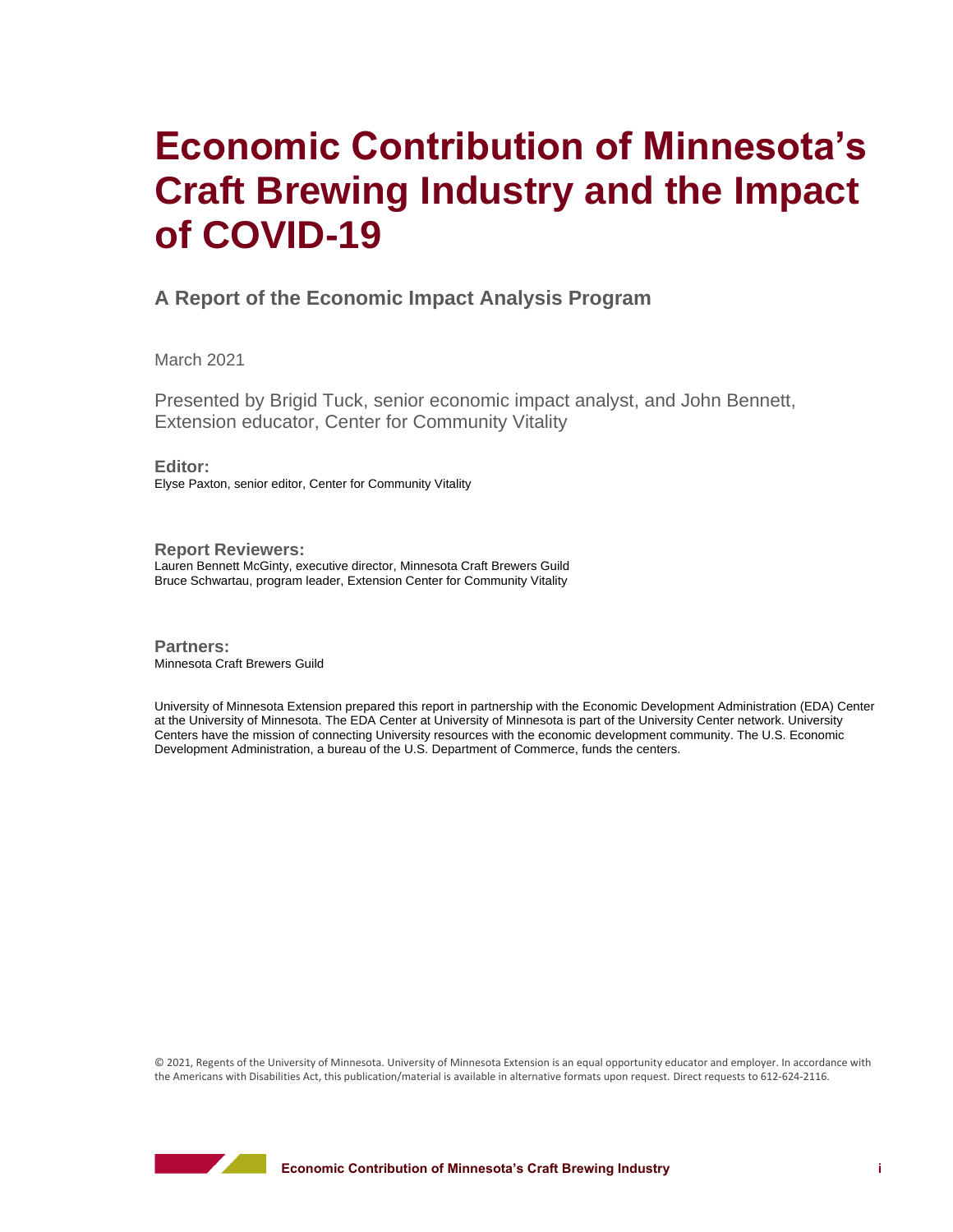# Economic Contribution of Minnesota's Craft Brewing Industry and the Impact of COVID-19

## A Report of the Economic Impact Analysis Program

March 2021

Presented by Brigid Tuck, senior economic impact analyst, and John Bennett, Extension educator, Center for Community Vitality

**Editor:**
Elyse Paxton, senior editor, Center for Community Vitality

**Report Reviewers:**
Lauren Bennett McGinty, executive director, Minnesota Craft Brewers Guild
Bruce Schwartau, program leader, Extension Center for Community Vitality

**Partners:**
Minnesota Craft Brewers Guild

University of Minnesota Extension prepared this report in partnership with the Economic Development Administration (EDA) Center at the University of Minnesota. The EDA Center at University of Minnesota is part of the University Center network. University Centers have the mission of connecting University resources with the economic development community. The U.S. Economic Development Administration, a bureau of the U.S. Department of Commerce, funds the centers.

© 2021, Regents of the University of Minnesota. University of Minnesota Extension is an equal opportunity educator and employer. In accordance with the Americans with Disabilities Act, this publication/material is available in alternative formats upon request. Direct requests to 612-624-2116.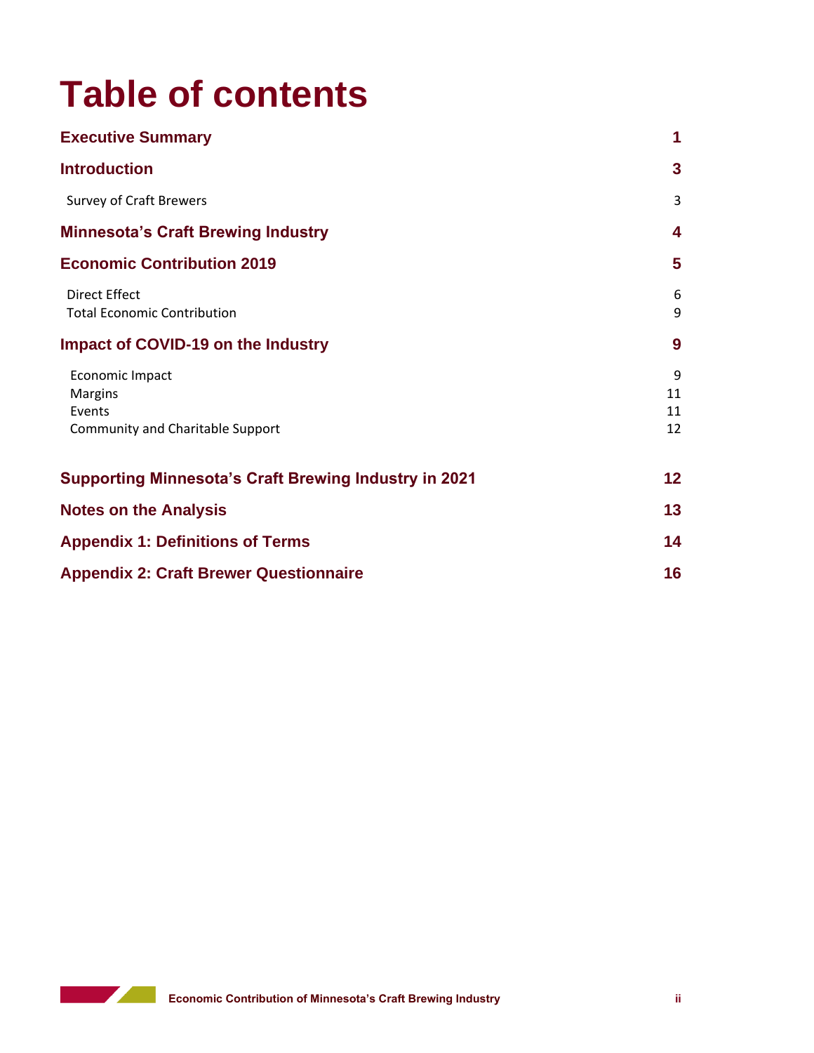# Table of contents

| | |
|---|---|
| **Executive Summary** | **1** |
| **Introduction** | **3** |
| Survey of Craft Brewers | 3 |
| **Minnesota's Craft Brewing Industry** | **4** |
| **Economic Contribution 2019** | **5** |
| Direct Effect | 6 |
| Total Economic Contribution | 9 |
| **Impact of COVID-19 on the Industry** | **9** |
| Economic Impact | 9 |
| Margins | 11 |
| Events | 11 |
| Community and Charitable Support | 12 |
| **Supporting Minnesota's Craft Brewing Industry in 2021** | **12** |
| **Notes on the Analysis** | **13** |
| **Appendix 1: Definitions of Terms** | **14** |
| **Appendix 2: Craft Brewer Questionnaire** | **16** |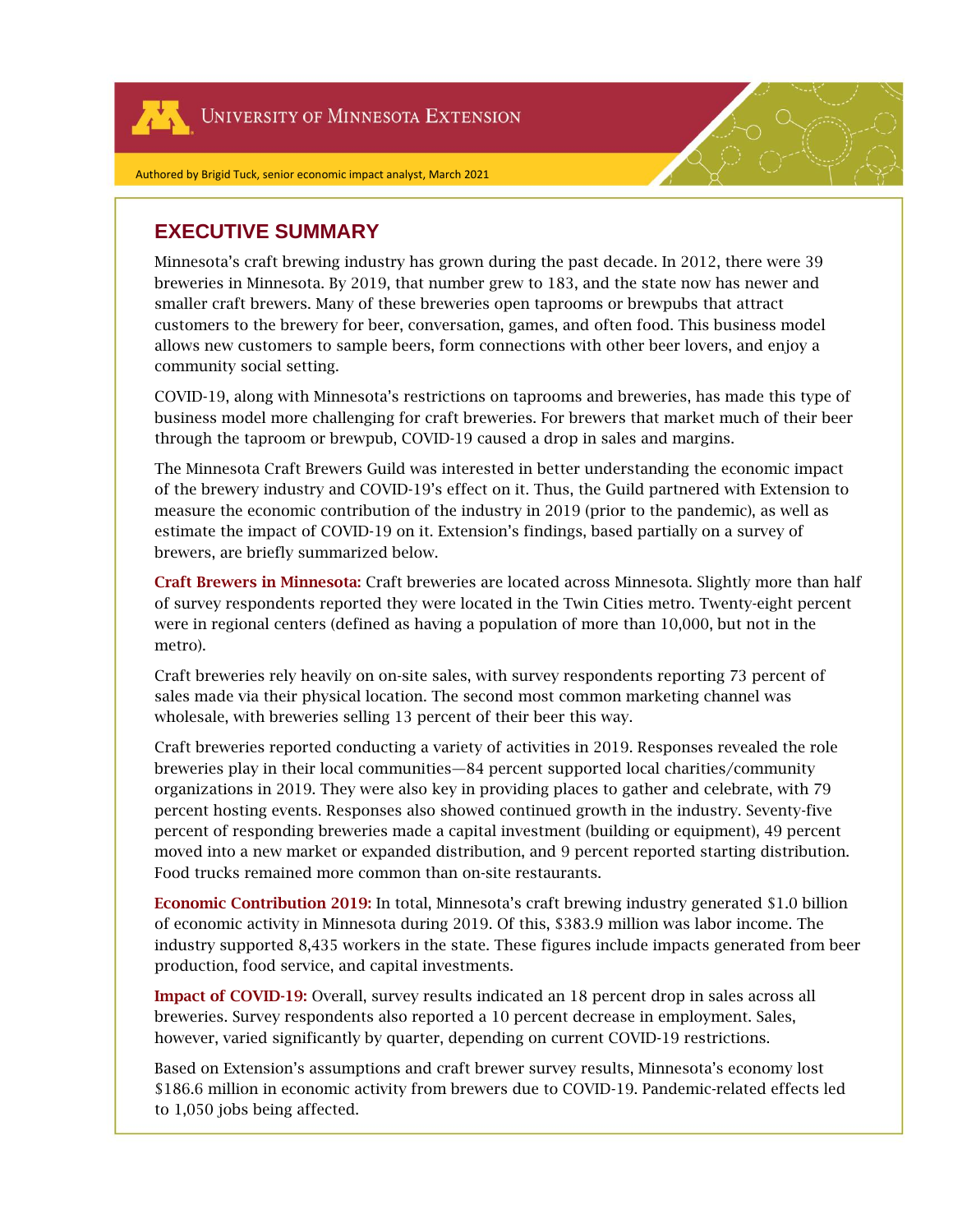University of Minnesota Extension

Authored by Brigid Tuck, senior economic impact analyst, March 2021

## EXECUTIVE SUMMARY

Minnesota's craft brewing industry has grown during the past decade. In 2012, there were 39 breweries in Minnesota. By 2019, that number grew to 183, and the state now has newer and smaller craft brewers. Many of these breweries open taprooms or brewpubs that attract customers to the brewery for beer, conversation, games, and often food. This business model allows new customers to sample beers, form connections with other beer lovers, and enjoy a community social setting.

COVID-19, along with Minnesota's restrictions on taprooms and breweries, has made this type of business model more challenging for craft breweries. For brewers that market much of their beer through the taproom or brewpub, COVID-19 caused a drop in sales and margins.

The Minnesota Craft Brewers Guild was interested in better understanding the economic impact of the brewery industry and COVID-19's effect on it. Thus, the Guild partnered with Extension to measure the economic contribution of the industry in 2019 (prior to the pandemic), as well as estimate the impact of COVID-19 on it. Extension's findings, based partially on a survey of brewers, are briefly summarized below.

**Craft Brewers in Minnesota:** Craft breweries are located across Minnesota. Slightly more than half of survey respondents reported they were located in the Twin Cities metro. Twenty-eight percent were in regional centers (defined as having a population of more than 10,000, but not in the metro).

Craft breweries rely heavily on on-site sales, with survey respondents reporting 73 percent of sales made via their physical location. The second most common marketing channel was wholesale, with breweries selling 13 percent of their beer this way.

Craft breweries reported conducting a variety of activities in 2019. Responses revealed the role breweries play in their local communities—84 percent supported local charities/community organizations in 2019. They were also key in providing places to gather and celebrate, with 79 percent hosting events. Responses also showed continued growth in the industry. Seventy-five percent of responding breweries made a capital investment (building or equipment), 49 percent moved into a new market or expanded distribution, and 9 percent reported starting distribution. Food trucks remained more common than on-site restaurants.

**Economic Contribution 2019:** In total, Minnesota's craft brewing industry generated $1.0 billion of economic activity in Minnesota during 2019. Of this, $383.9 million was labor income. The industry supported 8,435 workers in the state. These figures include impacts generated from beer production, food service, and capital investments.

**Impact of COVID-19:** Overall, survey results indicated an 18 percent drop in sales across all breweries. Survey respondents also reported a 10 percent decrease in employment. Sales, however, varied significantly by quarter, depending on current COVID-19 restrictions.

Based on Extension's assumptions and craft brewer survey results, Minnesota's economy lost $186.6 million in economic activity from brewers due to COVID-19. Pandemic-related effects led to 1,050 jobs being affected.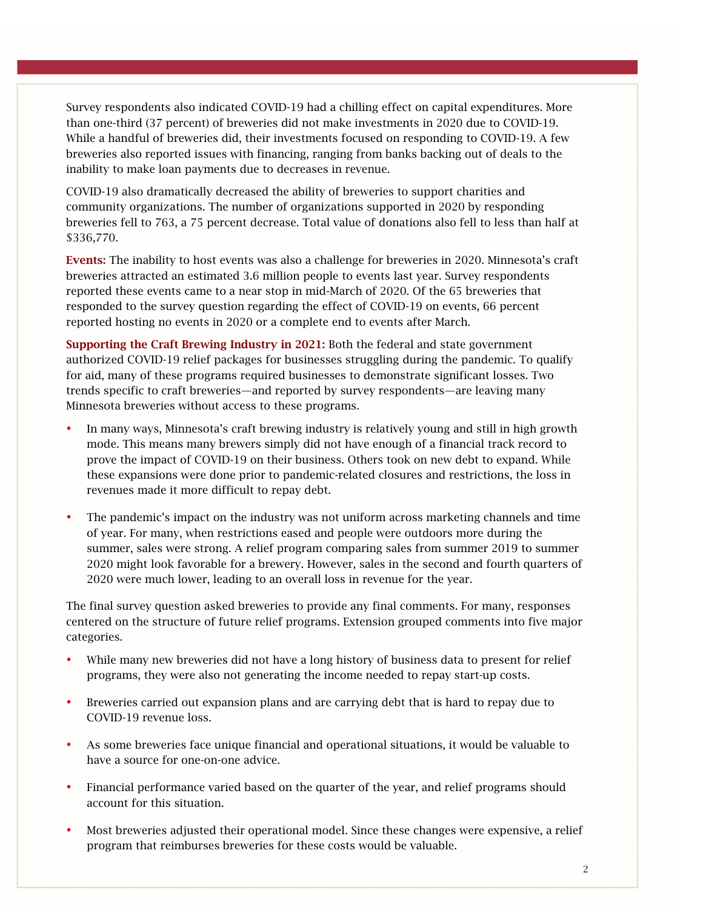Survey respondents also indicated COVID-19 had a chilling effect on capital expenditures. More than one-third (37 percent) of breweries did not make investments in 2020 due to COVID-19. While a handful of breweries did, their investments focused on responding to COVID-19. A few breweries also reported issues with financing, ranging from banks backing out of deals to the inability to make loan payments due to decreases in revenue.

COVID-19 also dramatically decreased the ability of breweries to support charities and community organizations. The number of organizations supported in 2020 by responding breweries fell to 763, a 75 percent decrease. Total value of donations also fell to less than half at $336,770.

**Events:** The inability to host events was also a challenge for breweries in 2020. Minnesota's craft breweries attracted an estimated 3.6 million people to events last year. Survey respondents reported these events came to a near stop in mid-March of 2020. Of the 65 breweries that responded to the survey question regarding the effect of COVID-19 on events, 66 percent reported hosting no events in 2020 or a complete end to events after March.

**Supporting the Craft Brewing Industry in 2021:** Both the federal and state government authorized COVID-19 relief packages for businesses struggling during the pandemic. To qualify for aid, many of these programs required businesses to demonstrate significant losses. Two trends specific to craft breweries—and reported by survey respondents—are leaving many Minnesota breweries without access to these programs.

- In many ways, Minnesota's craft brewing industry is relatively young and still in high growth mode. This means many brewers simply did not have enough of a financial track record to prove the impact of COVID-19 on their business. Others took on new debt to expand. While these expansions were done prior to pandemic-related closures and restrictions, the loss in revenues made it more difficult to repay debt.
- The pandemic's impact on the industry was not uniform across marketing channels and time of year. For many, when restrictions eased and people were outdoors more during the summer, sales were strong. A relief program comparing sales from summer 2019 to summer 2020 might look favorable for a brewery. However, sales in the second and fourth quarters of 2020 were much lower, leading to an overall loss in revenue for the year.

The final survey question asked breweries to provide any final comments. For many, responses centered on the structure of future relief programs. Extension grouped comments into five major categories.

- While many new breweries did not have a long history of business data to present for relief programs, they were also not generating the income needed to repay start-up costs.
- Breweries carried out expansion plans and are carrying debt that is hard to repay due to COVID-19 revenue loss.
- As some breweries face unique financial and operational situations, it would be valuable to have a source for one-on-one advice.
- Financial performance varied based on the quarter of the year, and relief programs should account for this situation.
- Most breweries adjusted their operational model. Since these changes were expensive, a relief program that reimburses breweries for these costs would be valuable.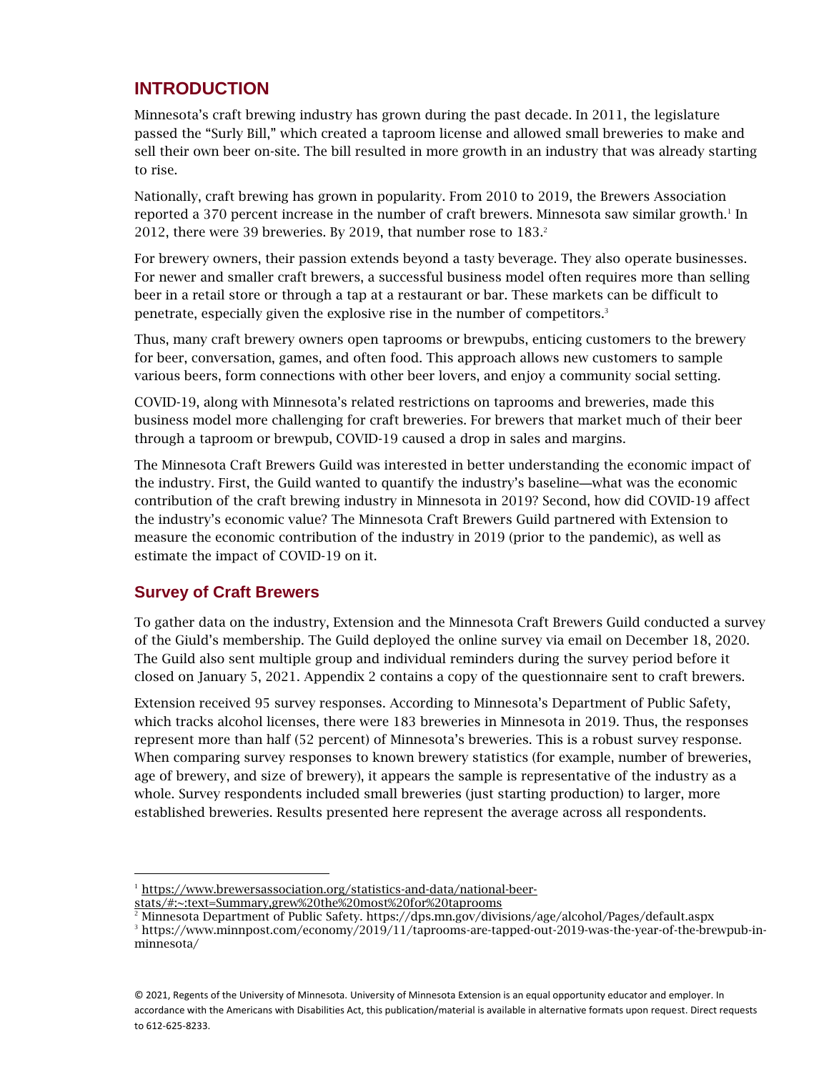## INTRODUCTION

Minnesota's craft brewing industry has grown during the past decade. In 2011, the legislature passed the "Surly Bill," which created a taproom license and allowed small breweries to make and sell their own beer on-site. The bill resulted in more growth in an industry that was already starting to rise.

Nationally, craft brewing has grown in popularity. From 2010 to 2019, the Brewers Association reported a 370 percent increase in the number of craft brewers. Minnesota saw similar growth.[1] In 2012, there were 39 breweries. By 2019, that number rose to 183.[2]

For brewery owners, their passion extends beyond a tasty beverage. They also operate businesses. For newer and smaller craft brewers, a successful business model often requires more than selling beer in a retail store or through a tap at a restaurant or bar. These markets can be difficult to penetrate, especially given the explosive rise in the number of competitors.[3]

Thus, many craft brewery owners open taprooms or brewpubs, enticing customers to the brewery for beer, conversation, games, and often food. This approach allows new customers to sample various beers, form connections with other beer lovers, and enjoy a community social setting.

COVID-19, along with Minnesota's related restrictions on taprooms and breweries, made this business model more challenging for craft breweries. For brewers that market much of their beer through a taproom or brewpub, COVID-19 caused a drop in sales and margins.

The Minnesota Craft Brewers Guild was interested in better understanding the economic impact of the industry. First, the Guild wanted to quantify the industry's baseline—what was the economic contribution of the craft brewing industry in Minnesota in 2019? Second, how did COVID-19 affect the industry's economic value? The Minnesota Craft Brewers Guild partnered with Extension to measure the economic contribution of the industry in 2019 (prior to the pandemic), as well as estimate the impact of COVID-19 on it.

### Survey of Craft Brewers

To gather data on the industry, Extension and the Minnesota Craft Brewers Guild conducted a survey of the Giuld's membership. The Guild deployed the online survey via email on December 18, 2020. The Guild also sent multiple group and individual reminders during the survey period before it closed on January 5, 2021. Appendix 2 contains a copy of the questionnaire sent to craft brewers.

Extension received 95 survey responses. According to Minnesota's Department of Public Safety, which tracks alcohol licenses, there were 183 breweries in Minnesota in 2019. Thus, the responses represent more than half (52 percent) of Minnesota's breweries. This is a robust survey response. When comparing survey responses to known brewery statistics (for example, number of breweries, age of brewery, and size of brewery), it appears the sample is representative of the industry as a whole. Survey respondents included small breweries (just starting production) to larger, more established breweries. Results presented here represent the average across all respondents.

---

[1] https://www.brewersassociation.org/statistics-and-data/national-beer-stats/#:~:text=Summary,grew%20the%20most%20for%20taprooms

[2] Minnesota Department of Public Safety. https://dps.mn.gov/divisions/age/alcohol/Pages/default.aspx

[3] https://www.minnpost.com/economy/2019/11/taprooms-are-tapped-out-2019-was-the-year-of-the-brewpub-in-minnesota/

© 2021, Regents of the University of Minnesota. University of Minnesota Extension is an equal opportunity educator and employer. In accordance with the Americans with Disabilities Act, this publication/material is available in alternative formats upon request. Direct requests to 612-625-8233.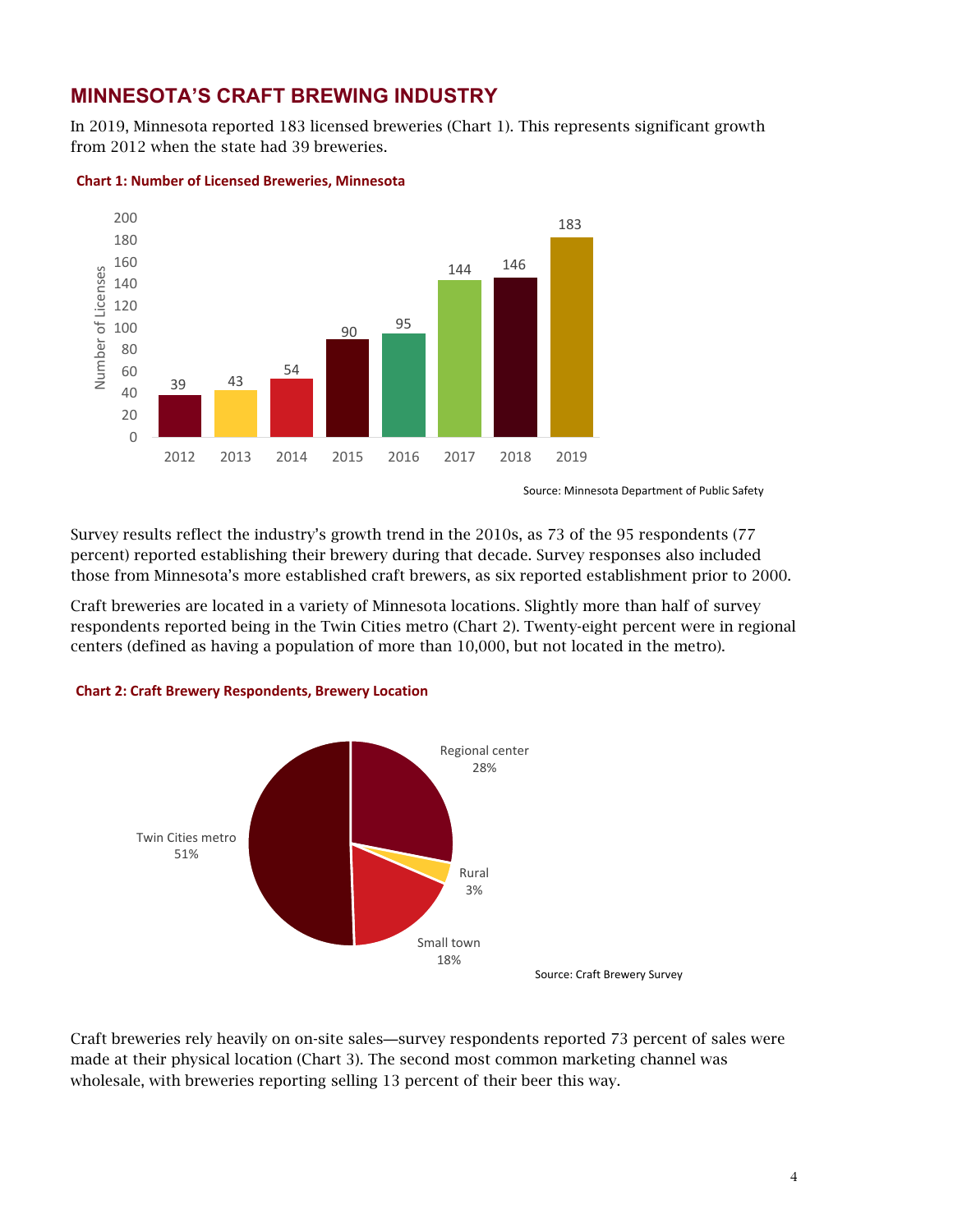## MINNESOTA'S CRAFT BREWING INDUSTRY

In 2019, Minnesota reported 183 licensed breweries (Chart 1). This represents significant growth from 2012 when the state had 39 breweries.

**Chart 1: Number of Licensed Breweries, Minnesota**

| Year | Number of Licenses |
|---|---|
| 2012 | 39 |
| 2013 | 43 |
| 2014 | 54 |
| 2015 | 90 |
| 2016 | 95 |
| 2017 | 144 |
| 2018 | 146 |
| 2019 | 183 |

Source: Minnesota Department of Public Safety

Survey results reflect the industry's growth trend in the 2010s, as 73 of the 95 respondents (77 percent) reported establishing their brewery during that decade. Survey responses also included those from Minnesota's more established craft brewers, as six reported establishment prior to 2000.

Craft breweries are located in a variety of Minnesota locations. Slightly more than half of survey respondents reported being in the Twin Cities metro (Chart 2). Twenty-eight percent were in regional centers (defined as having a population of more than 10,000, but not located in the metro).

**Chart 2: Craft Brewery Respondents, Brewery Location**

| Location | Percent |
|---|---|
| Twin Cities metro | 51% |
| Regional center | 28% |
| Small town | 18% |
| Rural | 3% |

Source: Craft Brewery Survey

Craft breweries rely heavily on on-site sales—survey respondents reported 73 percent of sales were made at their physical location (Chart 3). The second most common marketing channel was wholesale, with breweries reporting selling 13 percent of their beer this way.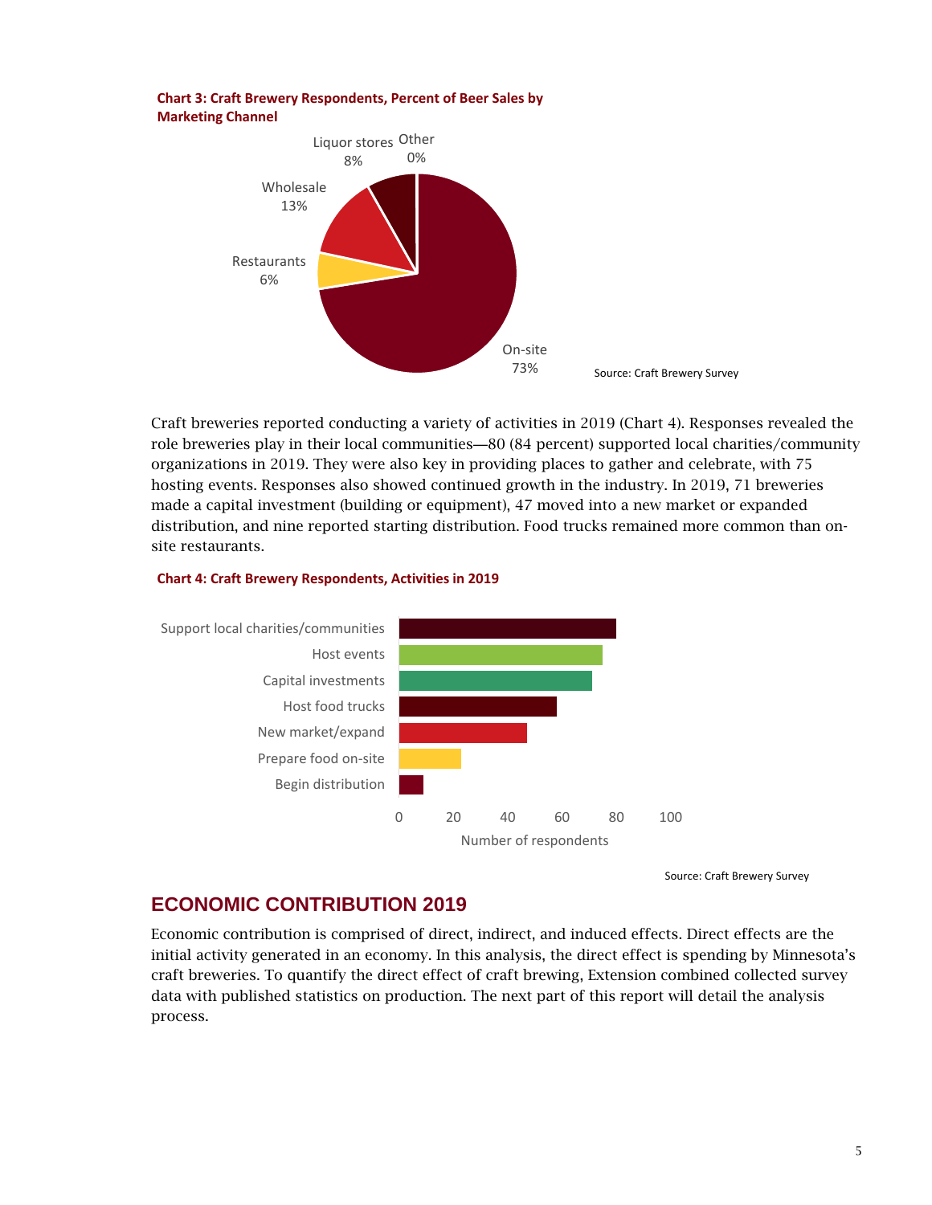**Chart 3: Craft Brewery Respondents, Percent of Beer Sales by Marketing Channel**

Liquor stores 8%
Other 0%
Wholesale 13%
Restaurants 6%
On-site 73%

Source: Craft Brewery Survey

Craft breweries reported conducting a variety of activities in 2019 (Chart 4). Responses revealed the role breweries play in their local communities—80 (84 percent) supported local charities/community organizations in 2019. They were also key in providing places to gather and celebrate, with 75 hosting events. Responses also showed continued growth in the industry. In 2019, 71 breweries made a capital investment (building or equipment), 47 moved into a new market or expanded distribution, and nine reported starting distribution. Food trucks remained more common than on-site restaurants.

**Chart 4: Craft Brewery Respondents, Activities in 2019**

Support local charities/communities
Host events
Capital investments
Host food trucks
New market/expand
Prepare food on-site
Begin distribution

0 20 40 60 80 100

Number of respondents

Source: Craft Brewery Survey

## ECONOMIC CONTRIBUTION 2019

Economic contribution is comprised of direct, indirect, and induced effects. Direct effects are the initial activity generated in an economy. In this analysis, the direct effect is spending by Minnesota's craft breweries. To quantify the direct effect of craft brewing, Extension combined collected survey data with published statistics on production. The next part of this report will detail the analysis process.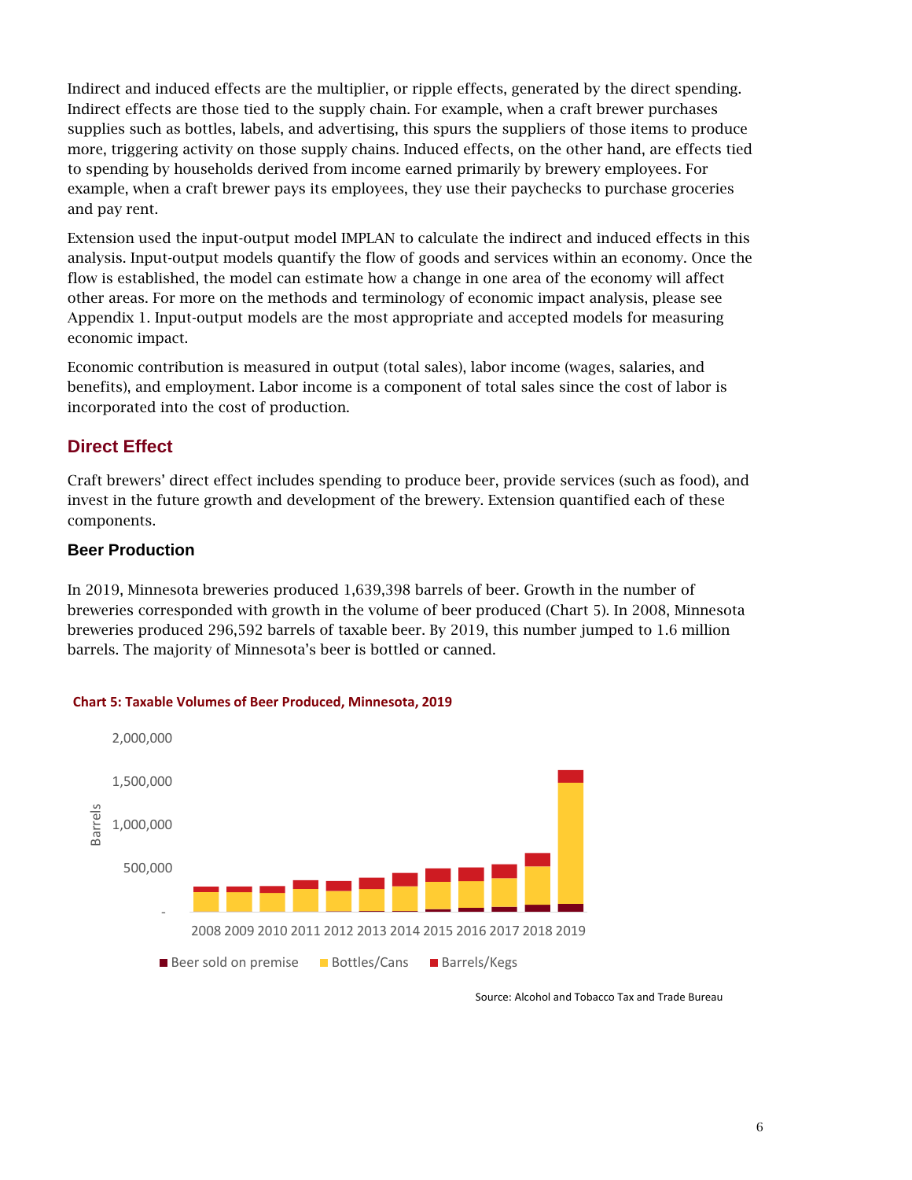Indirect and induced effects are the multiplier, or ripple effects, generated by the direct spending. Indirect effects are those tied to the supply chain. For example, when a craft brewer purchases supplies such as bottles, labels, and advertising, this spurs the suppliers of those items to produce more, triggering activity on those supply chains. Induced effects, on the other hand, are effects tied to spending by households derived from income earned primarily by brewery employees. For example, when a craft brewer pays its employees, they use their paychecks to purchase groceries and pay rent.

Extension used the input-output model IMPLAN to calculate the indirect and induced effects in this analysis. Input-output models quantify the flow of goods and services within an economy. Once the flow is established, the model can estimate how a change in one area of the economy will affect other areas. For more on the methods and terminology of economic impact analysis, please see Appendix 1. Input-output models are the most appropriate and accepted models for measuring economic impact.

Economic contribution is measured in output (total sales), labor income (wages, salaries, and benefits), and employment. Labor income is a component of total sales since the cost of labor is incorporated into the cost of production.

## Direct Effect

Craft brewers' direct effect includes spending to produce beer, provide services (such as food), and invest in the future growth and development of the brewery. Extension quantified each of these components.

### Beer Production

In 2019, Minnesota breweries produced 1,639,398 barrels of beer. Growth in the number of breweries corresponded with growth in the volume of beer produced (Chart 5). In 2008, Minnesota breweries produced 296,592 barrels of taxable beer. By 2019, this number jumped to 1.6 million barrels. The majority of Minnesota's beer is bottled or canned.

**Chart 5: Taxable Volumes of Beer Produced, Minnesota, 2019**

Barrels (0 – 2,000,000), 2008–2019. Legend: Beer sold on premise, Bottles/Cans, Barrels/Kegs

Source: Alcohol and Tobacco Tax and Trade Bureau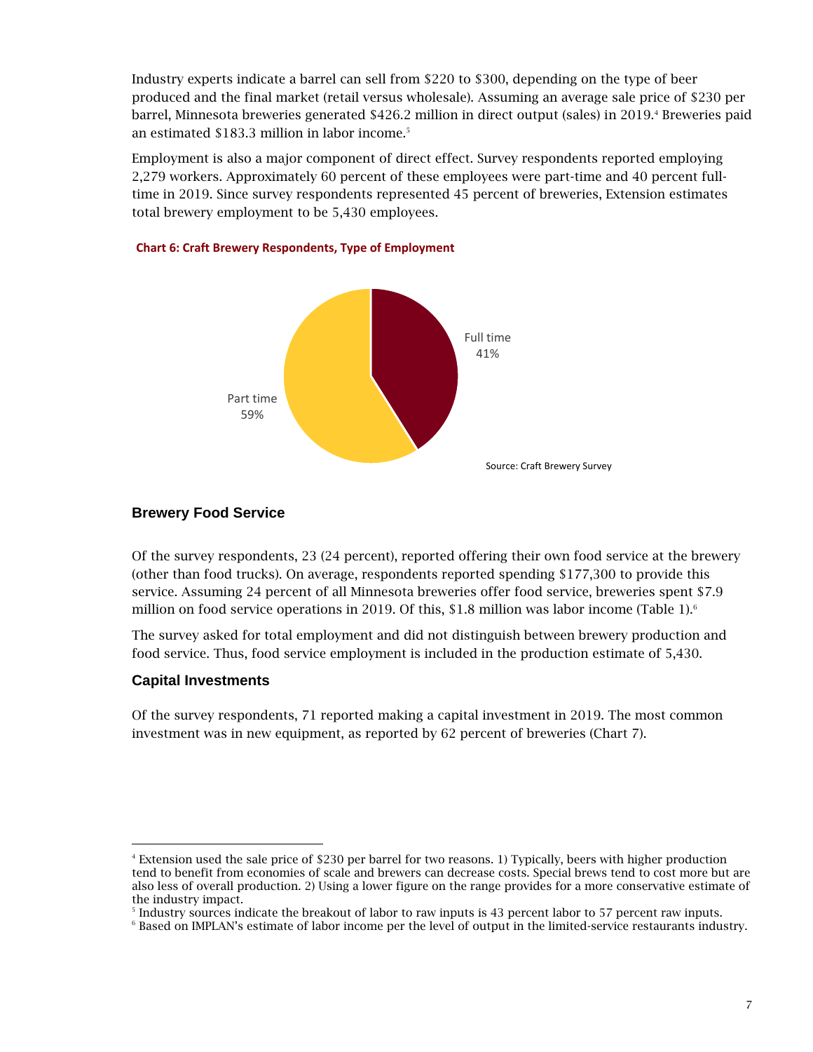Industry experts indicate a barrel can sell from $220 to $300, depending on the type of beer produced and the final market (retail versus wholesale). Assuming an average sale price of $230 per barrel, Minnesota breweries generated $426.2 million in direct output (sales) in 2019.[4] Breweries paid an estimated $183.3 million in labor income.[5]

Employment is also a major component of direct effect. Survey respondents reported employing 2,279 workers. Approximately 60 percent of these employees were part-time and 40 percent full-time in 2019. Since survey respondents represented 45 percent of breweries, Extension estimates total brewery employment to be 5,430 employees.

**Chart 6: Craft Brewery Respondents, Type of Employment**

| Type | Percent |
|---|---|
| Full time | 41% |
| Part time | 59% |

Source: Craft Brewery Survey

## Brewery Food Service

Of the survey respondents, 23 (24 percent), reported offering their own food service at the brewery (other than food trucks). On average, respondents reported spending $177,300 to provide this service. Assuming 24 percent of all Minnesota breweries offer food service, breweries spent $7.9 million on food service operations in 2019. Of this, $1.8 million was labor income (Table 1).[6]

The survey asked for total employment and did not distinguish between brewery production and food service. Thus, food service employment is included in the production estimate of 5,430.

## Capital Investments

Of the survey respondents, 71 reported making a capital investment in 2019. The most common investment was in new equipment, as reported by 62 percent of breweries (Chart 7).

---

[4] Extension used the sale price of $230 per barrel for two reasons. 1) Typically, beers with higher production tend to benefit from economies of scale and brewers can decrease costs. Special brews tend to cost more but are also less of overall production. 2) Using a lower figure on the range provides for a more conservative estimate of the industry impact.

[5] Industry sources indicate the breakout of labor to raw inputs is 43 percent labor to 57 percent raw inputs.

[6] Based on IMPLAN's estimate of labor income per the level of output in the limited-service restaurants industry.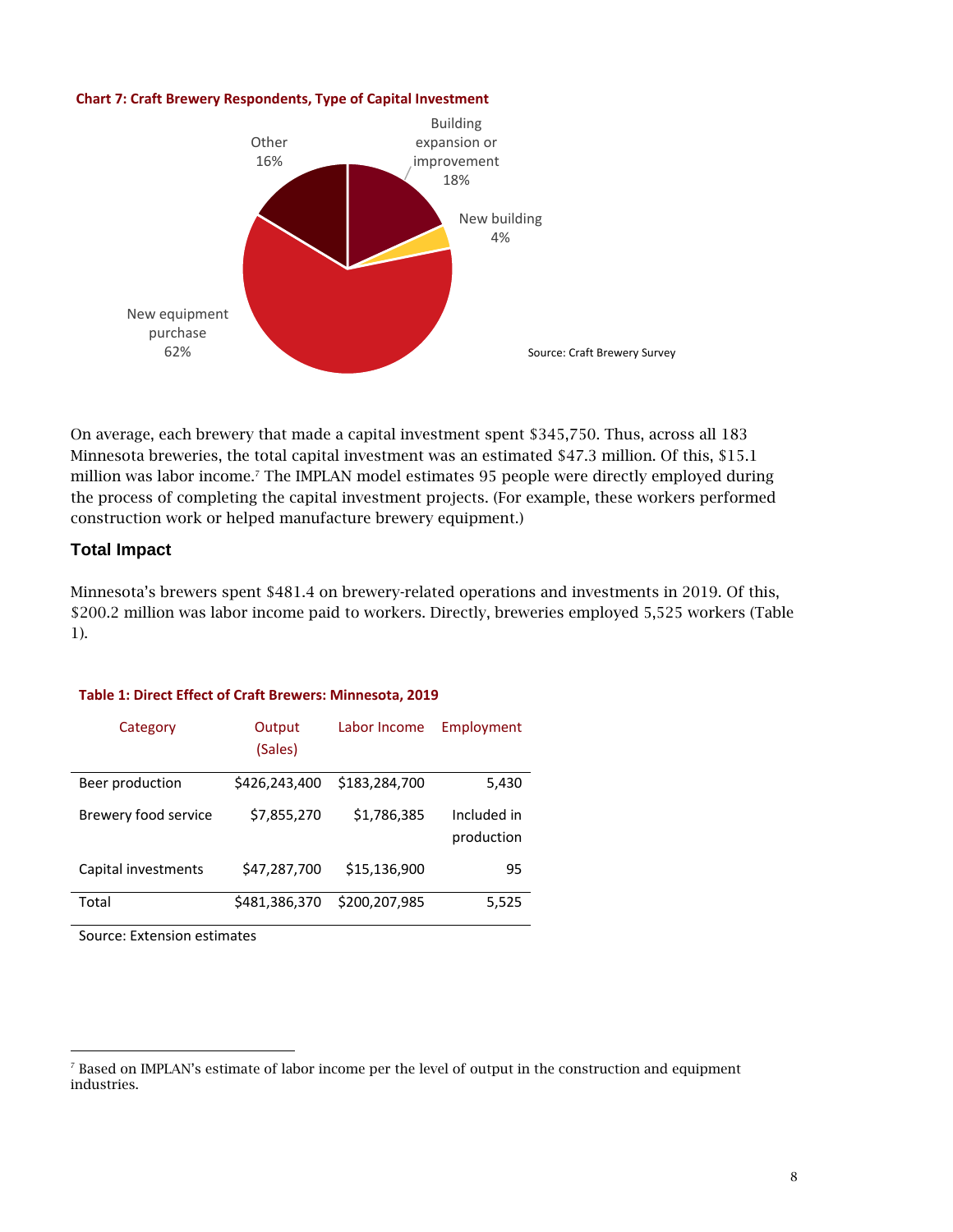**Chart 7: Craft Brewery Respondents, Type of Capital Investment**

Other 16%

Building expansion or improvement 18%

New building 4%

New equipment purchase 62%

Source: Craft Brewery Survey

On average, each brewery that made a capital investment spent $345,750. Thus, across all 183 Minnesota breweries, the total capital investment was an estimated $47.3 million. Of this, $15.1 million was labor income.[7] The IMPLAN model estimates 95 people were directly employed during the process of completing the capital investment projects. (For example, these workers performed construction work or helped manufacture brewery equipment.)

### Total Impact

Minnesota's brewers spent $481.4 on brewery-related operations and investments in 2019. Of this, $200.2 million was labor income paid to workers. Directly, breweries employed 5,525 workers (Table 1).

**Table 1: Direct Effect of Craft Brewers: Minnesota, 2019**

| Category | Output (Sales) | Labor Income | Employment |
|---|---|---|---|
| Beer production | $426,243,400 | $183,284,700 | 5,430 |
| Brewery food service | $7,855,270 | $1,786,385 | Included in production |
| Capital investments | $47,287,700 | $15,136,900 | 95 |
| Total | $481,386,370 | $200,207,985 | 5,525 |

Source: Extension estimates

[7] Based on IMPLAN's estimate of labor income per the level of output in the construction and equipment industries.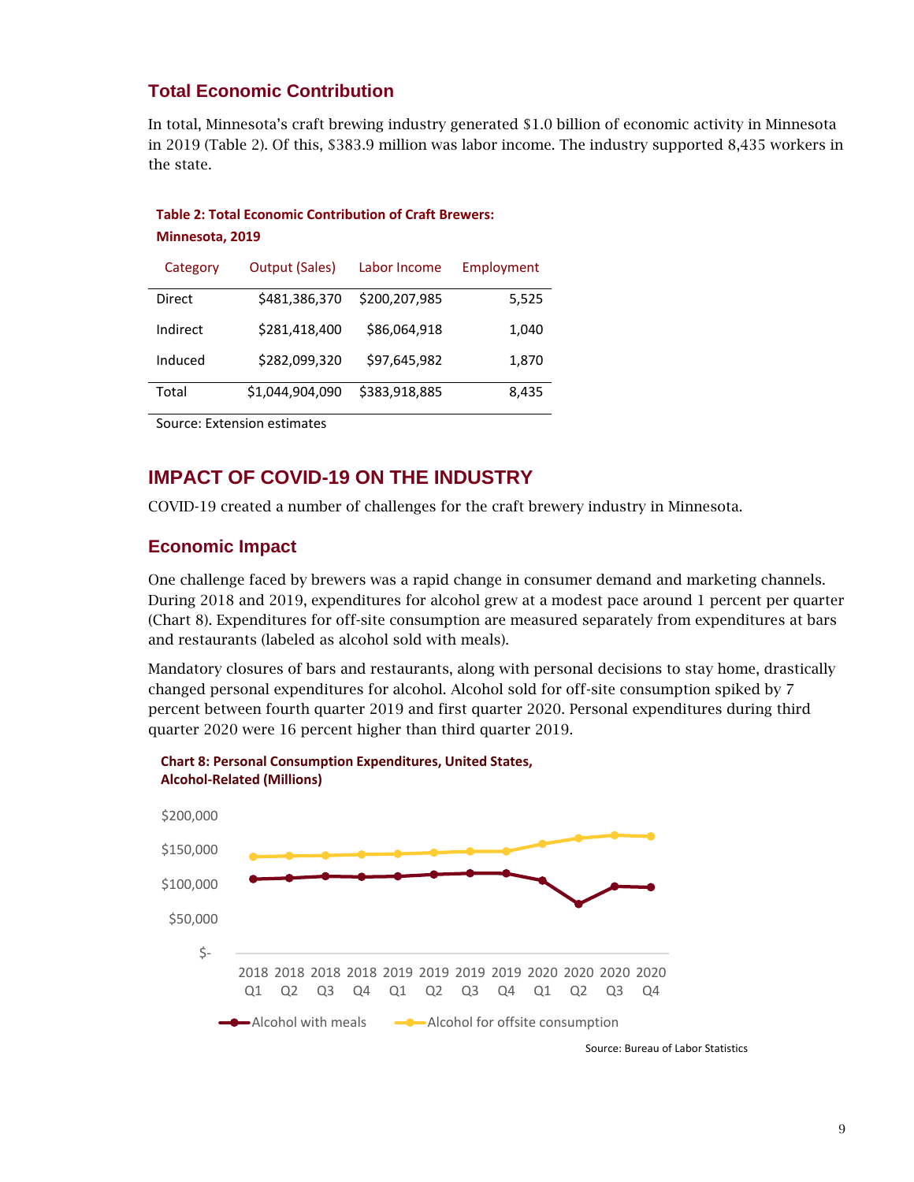## Total Economic Contribution

In total, Minnesota's craft brewing industry generated $1.0 billion of economic activity in Minnesota in 2019 (Table 2). Of this, $383.9 million was labor income. The industry supported 8,435 workers in the state.

**Table 2: Total Economic Contribution of Craft Brewers: Minnesota, 2019**

| Category | Output (Sales) | Labor Income | Employment |
|---|---|---|---|
| Direct | $481,386,370 | $200,207,985 | 5,525 |
| Indirect | $281,418,400 | $86,064,918 | 1,040 |
| Induced | $282,099,320 | $97,645,982 | 1,870 |
| Total | $1,044,904,090 | $383,918,885 | 8,435 |

Source: Extension estimates

# IMPACT OF COVID-19 ON THE INDUSTRY

COVID-19 created a number of challenges for the craft brewery industry in Minnesota.

## Economic Impact

One challenge faced by brewers was a rapid change in consumer demand and marketing channels. During 2018 and 2019, expenditures for alcohol grew at a modest pace around 1 percent per quarter (Chart 8). Expenditures for off-site consumption are measured separately from expenditures at bars and restaurants (labeled as alcohol sold with meals).

Mandatory closures of bars and restaurants, along with personal decisions to stay home, drastically changed personal expenditures for alcohol. Alcohol sold for off-site consumption spiked by 7 percent between fourth quarter 2019 and first quarter 2020. Personal expenditures during third quarter 2020 were 16 percent higher than third quarter 2019.

**Chart 8: Personal Consumption Expenditures, United States, Alcohol-Related (Millions)**

Source: Bureau of Labor Statistics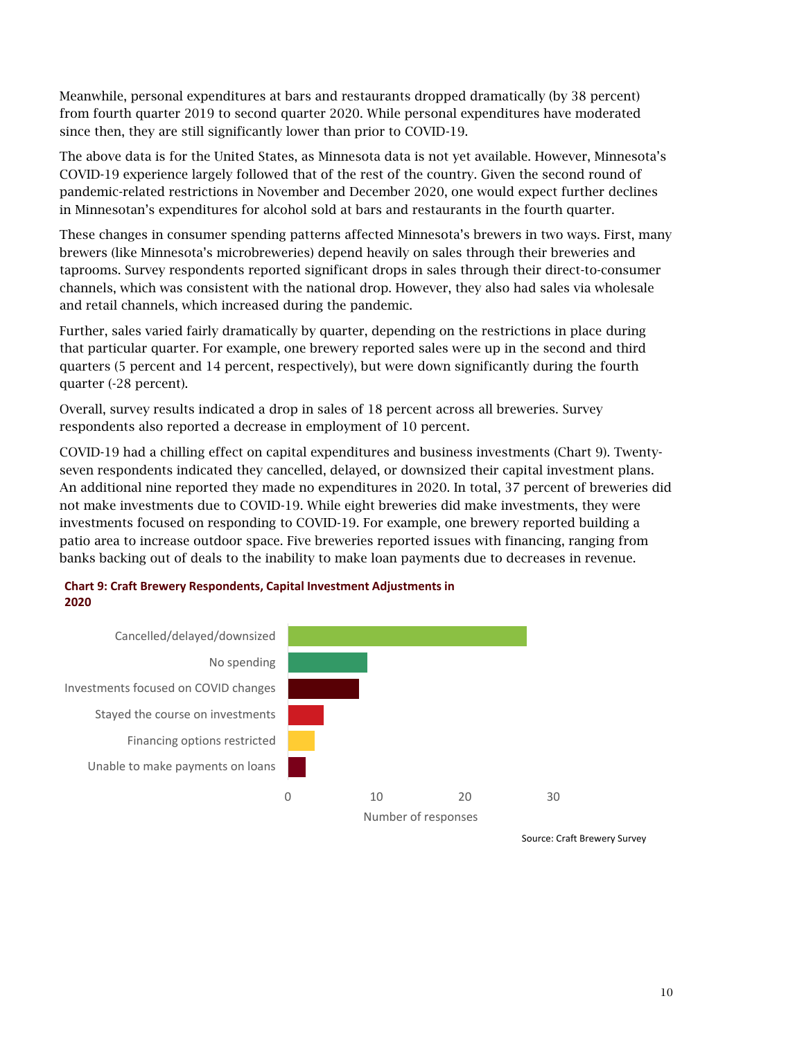Meanwhile, personal expenditures at bars and restaurants dropped dramatically (by 38 percent) from fourth quarter 2019 to second quarter 2020. While personal expenditures have moderated since then, they are still significantly lower than prior to COVID-19.

The above data is for the United States, as Minnesota data is not yet available. However, Minnesota's COVID-19 experience largely followed that of the rest of the country. Given the second round of pandemic-related restrictions in November and December 2020, one would expect further declines in Minnesotan's expenditures for alcohol sold at bars and restaurants in the fourth quarter.

These changes in consumer spending patterns affected Minnesota's brewers in two ways. First, many brewers (like Minnesota's microbreweries) depend heavily on sales through their breweries and taprooms. Survey respondents reported significant drops in sales through their direct-to-consumer channels, which was consistent with the national drop. However, they also had sales via wholesale and retail channels, which increased during the pandemic.

Further, sales varied fairly dramatically by quarter, depending on the restrictions in place during that particular quarter. For example, one brewery reported sales were up in the second and third quarters (5 percent and 14 percent, respectively), but were down significantly during the fourth quarter (-28 percent).

Overall, survey results indicated a drop in sales of 18 percent across all breweries. Survey respondents also reported a decrease in employment of 10 percent.

COVID-19 had a chilling effect on capital expenditures and business investments (Chart 9). Twenty-seven respondents indicated they cancelled, delayed, or downsized their capital investment plans. An additional nine reported they made no expenditures in 2020. In total, 37 percent of breweries did not make investments due to COVID-19. While eight breweries did make investments, they were investments focused on responding to COVID-19. For example, one brewery reported building a patio area to increase outdoor space. Five breweries reported issues with financing, ranging from banks backing out of deals to the inability to make loan payments due to decreases in revenue.

**Chart 9: Craft Brewery Respondents, Capital Investment Adjustments in 2020**

| Response | Number of responses |
|---|---|
| Cancelled/delayed/downsized | 27 |
| No spending | 9 |
| Investments focused on COVID changes | 8 |
| Stayed the course on investments | 4 |
| Financing options restricted | 3 |
| Unable to make payments on loans | 2 |

Source: Craft Brewery Survey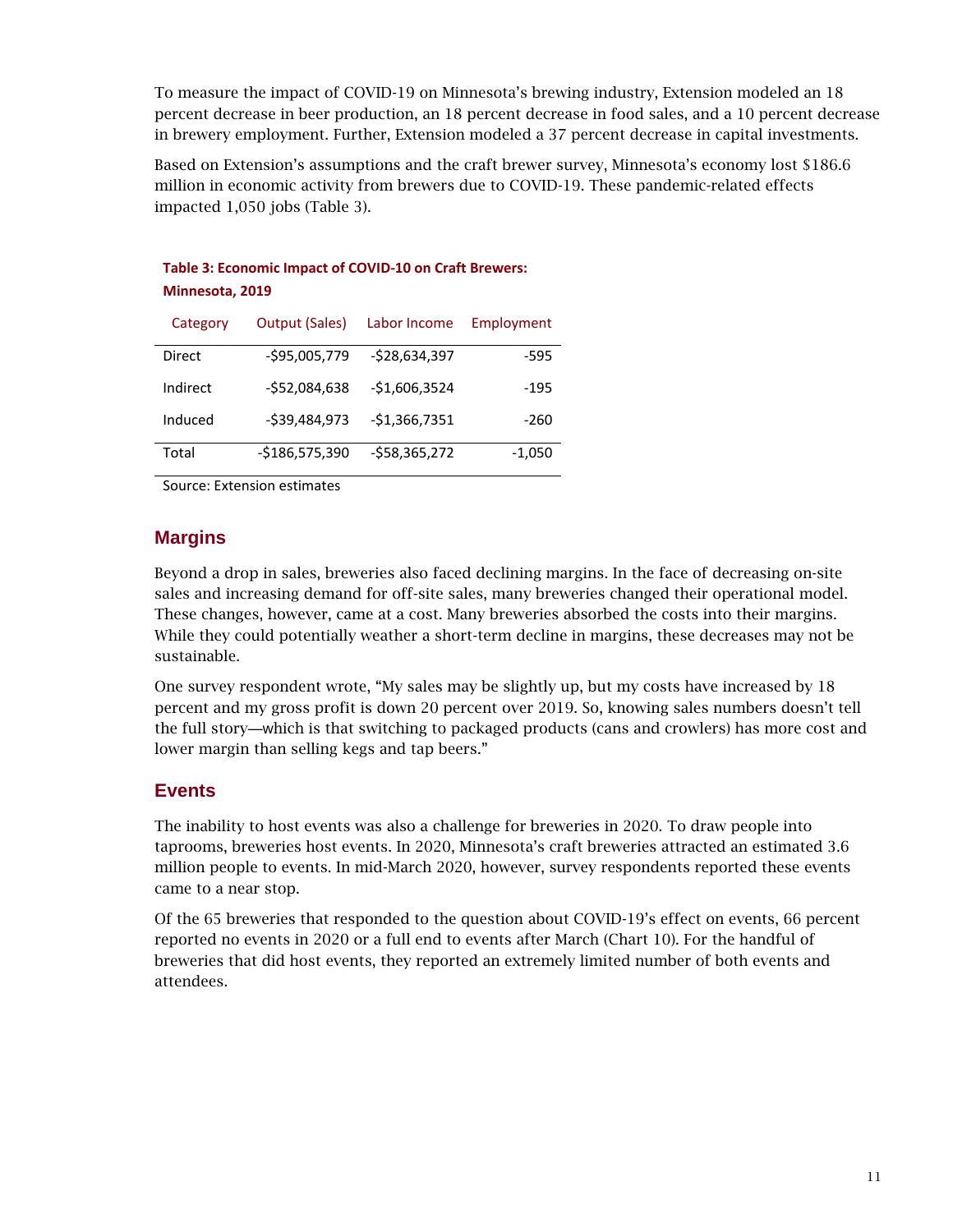To measure the impact of COVID-19 on Minnesota's brewing industry, Extension modeled an 18 percent decrease in beer production, an 18 percent decrease in food sales, and a 10 percent decrease in brewery employment. Further, Extension modeled a 37 percent decrease in capital investments.

Based on Extension's assumptions and the craft brewer survey, Minnesota's economy lost $186.6 million in economic activity from brewers due to COVID-19. These pandemic-related effects impacted 1,050 jobs (Table 3).

**Table 3: Economic Impact of COVID-10 on Craft Brewers: Minnesota, 2019**

| Category | Output (Sales) | Labor Income | Employment |
|---|---|---|---|
| Direct | -$95,005,779 | -$28,634,397 | -595 |
| Indirect | -$52,084,638 | -$1,606,3524 | -195 |
| Induced | -$39,484,973 | -$1,366,7351 | -260 |
| Total | -$186,575,390 | -$58,365,272 | -1,050 |

Source: Extension estimates

## Margins

Beyond a drop in sales, breweries also faced declining margins. In the face of decreasing on-site sales and increasing demand for off-site sales, many breweries changed their operational model. These changes, however, came at a cost. Many breweries absorbed the costs into their margins. While they could potentially weather a short-term decline in margins, these decreases may not be sustainable.

One survey respondent wrote, "My sales may be slightly up, but my costs have increased by 18 percent and my gross profit is down 20 percent over 2019. So, knowing sales numbers doesn't tell the full story—which is that switching to packaged products (cans and crowlers) has more cost and lower margin than selling kegs and tap beers."

## Events

The inability to host events was also a challenge for breweries in 2020. To draw people into taprooms, breweries host events. In 2020, Minnesota's craft breweries attracted an estimated 3.6 million people to events. In mid-March 2020, however, survey respondents reported these events came to a near stop.

Of the 65 breweries that responded to the question about COVID-19's effect on events, 66 percent reported no events in 2020 or a full end to events after March (Chart 10). For the handful of breweries that did host events, they reported an extremely limited number of both events and attendees.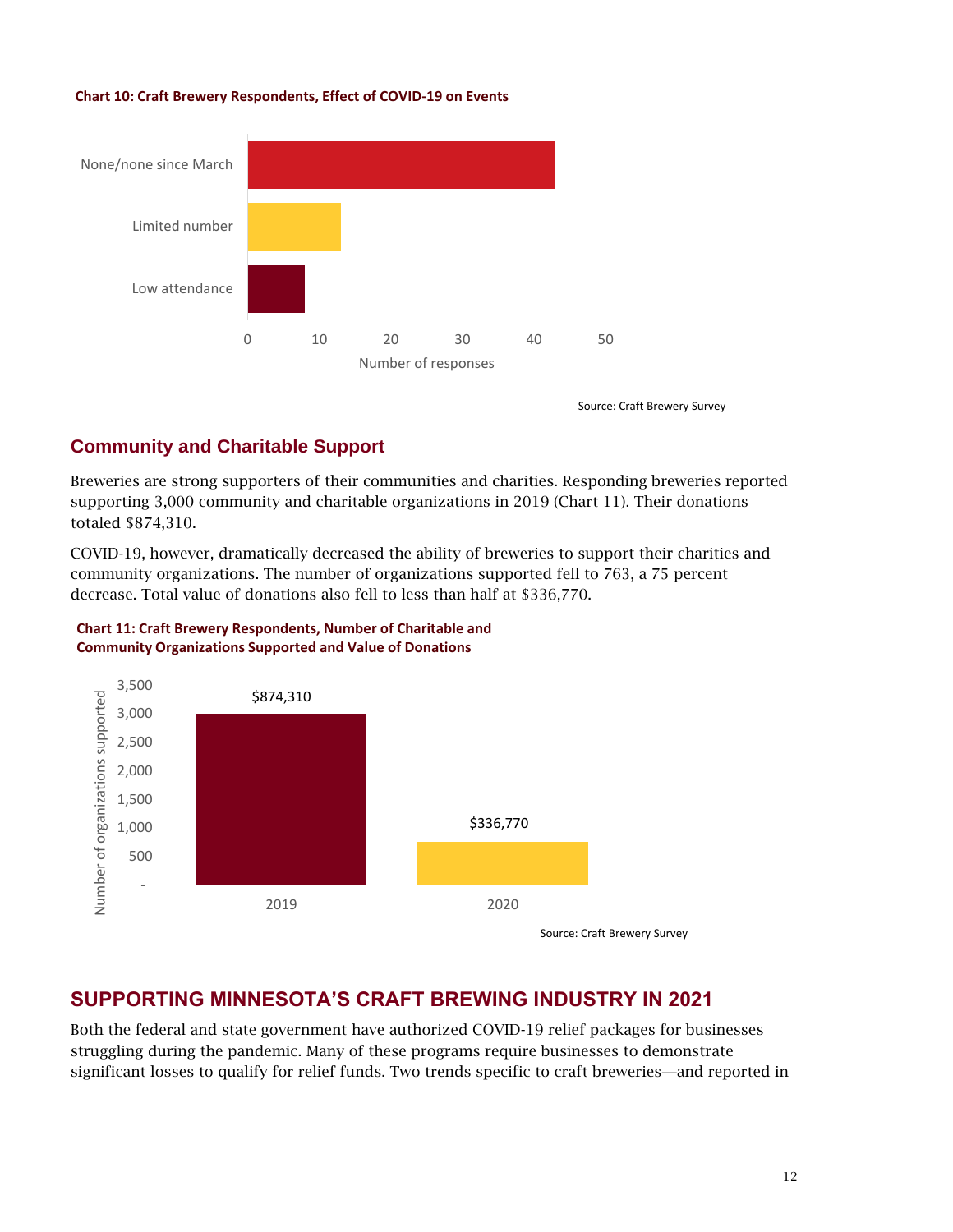**Chart 10: Craft Brewery Respondents, Effect of COVID-19 on Events**

| Effect | Number of responses |
|---|---|
| None/none since March | 43 |
| Limited number | 13 |
| Low attendance | 8 |

Source: Craft Brewery Survey

## Community and Charitable Support

Breweries are strong supporters of their communities and charities. Responding breweries reported supporting 3,000 community and charitable organizations in 2019 (Chart 11). Their donations totaled $874,310.

COVID-19, however, dramatically decreased the ability of breweries to support their charities and community organizations. The number of organizations supported fell to 763, a 75 percent decrease. Total value of donations also fell to less than half at $336,770.

**Chart 11: Craft Brewery Respondents, Number of Charitable and Community Organizations Supported and Value of Donations**

| Year | Number of organizations supported | Value of donations |
|---|---|---|
| 2019 | 3,000 | $874,310 |
| 2020 | 763 | $336,770 |

Source: Craft Brewery Survey

# SUPPORTING MINNESOTA'S CRAFT BREWING INDUSTRY IN 2021

Both the federal and state government have authorized COVID-19 relief packages for businesses struggling during the pandemic. Many of these programs require businesses to demonstrate significant losses to qualify for relief funds. Two trends specific to craft breweries—and reported in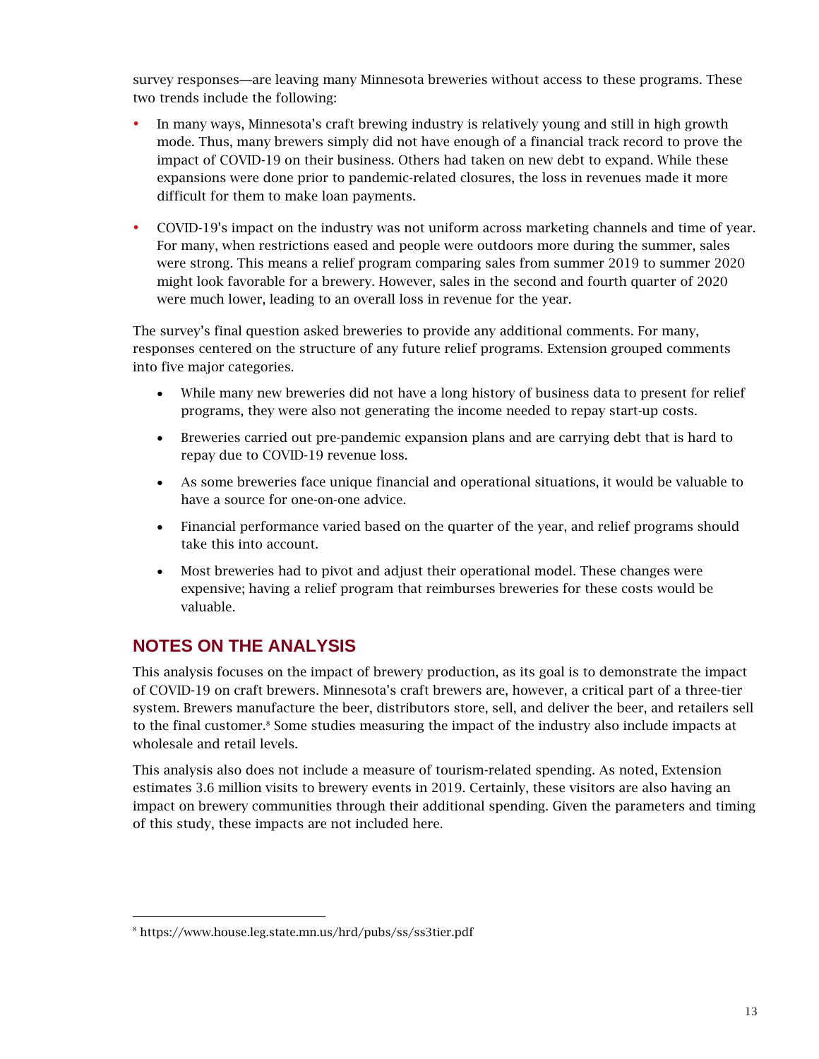survey responses—are leaving many Minnesota breweries without access to these programs. These two trends include the following:

- In many ways, Minnesota's craft brewing industry is relatively young and still in high growth mode. Thus, many brewers simply did not have enough of a financial track record to prove the impact of COVID-19 on their business. Others had taken on new debt to expand. While these expansions were done prior to pandemic-related closures, the loss in revenues made it more difficult for them to make loan payments.
- COVID-19's impact on the industry was not uniform across marketing channels and time of year. For many, when restrictions eased and people were outdoors more during the summer, sales were strong. This means a relief program comparing sales from summer 2019 to summer 2020 might look favorable for a brewery. However, sales in the second and fourth quarter of 2020 were much lower, leading to an overall loss in revenue for the year.

The survey's final question asked breweries to provide any additional comments. For many, responses centered on the structure of any future relief programs. Extension grouped comments into five major categories.

- While many new breweries did not have a long history of business data to present for relief programs, they were also not generating the income needed to repay start-up costs.
- Breweries carried out pre-pandemic expansion plans and are carrying debt that is hard to repay due to COVID-19 revenue loss.
- As some breweries face unique financial and operational situations, it would be valuable to have a source for one-on-one advice.
- Financial performance varied based on the quarter of the year, and relief programs should take this into account.
- Most breweries had to pivot and adjust their operational model. These changes were expensive; having a relief program that reimburses breweries for these costs would be valuable.

## NOTES ON THE ANALYSIS

This analysis focuses on the impact of brewery production, as its goal is to demonstrate the impact of COVID-19 on craft brewers. Minnesota's craft brewers are, however, a critical part of a three-tier system. Brewers manufacture the beer, distributors store, sell, and deliver the beer, and retailers sell to the final customer.[8] Some studies measuring the impact of the industry also include impacts at wholesale and retail levels.

This analysis also does not include a measure of tourism-related spending. As noted, Extension estimates 3.6 million visits to brewery events in 2019. Certainly, these visitors are also having an impact on brewery communities through their additional spending. Given the parameters and timing of this study, these impacts are not included here.

[8] https://www.house.leg.state.mn.us/hrd/pubs/ss/ss3tier.pdf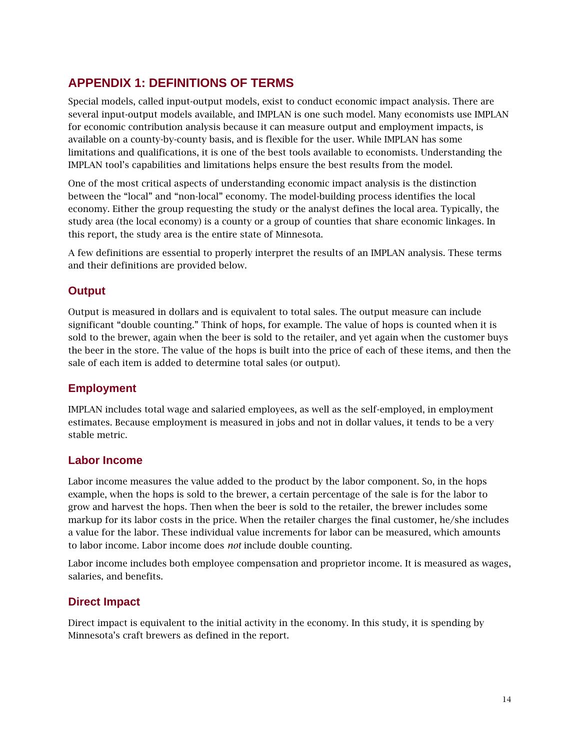# APPENDIX 1: DEFINITIONS OF TERMS

Special models, called input-output models, exist to conduct economic impact analysis. There are several input-output models available, and IMPLAN is one such model. Many economists use IMPLAN for economic contribution analysis because it can measure output and employment impacts, is available on a county-by-county basis, and is flexible for the user. While IMPLAN has some limitations and qualifications, it is one of the best tools available to economists. Understanding the IMPLAN tool's capabilities and limitations helps ensure the best results from the model.

One of the most critical aspects of understanding economic impact analysis is the distinction between the "local" and "non-local" economy. The model-building process identifies the local economy. Either the group requesting the study or the analyst defines the local area. Typically, the study area (the local economy) is a county or a group of counties that share economic linkages. In this report, the study area is the entire state of Minnesota.

A few definitions are essential to properly interpret the results of an IMPLAN analysis. These terms and their definitions are provided below.

## Output

Output is measured in dollars and is equivalent to total sales. The output measure can include significant "double counting." Think of hops, for example. The value of hops is counted when it is sold to the brewer, again when the beer is sold to the retailer, and yet again when the customer buys the beer in the store. The value of the hops is built into the price of each of these items, and then the sale of each item is added to determine total sales (or output).

## Employment

IMPLAN includes total wage and salaried employees, as well as the self-employed, in employment estimates. Because employment is measured in jobs and not in dollar values, it tends to be a very stable metric.

## Labor Income

Labor income measures the value added to the product by the labor component. So, in the hops example, when the hops is sold to the brewer, a certain percentage of the sale is for the labor to grow and harvest the hops. Then when the beer is sold to the retailer, the brewer includes some markup for its labor costs in the price. When the retailer charges the final customer, he/she includes a value for the labor. These individual value increments for labor can be measured, which amounts to labor income. Labor income does *not* include double counting.

Labor income includes both employee compensation and proprietor income. It is measured as wages, salaries, and benefits.

## Direct Impact

Direct impact is equivalent to the initial activity in the economy. In this study, it is spending by Minnesota's craft brewers as defined in the report.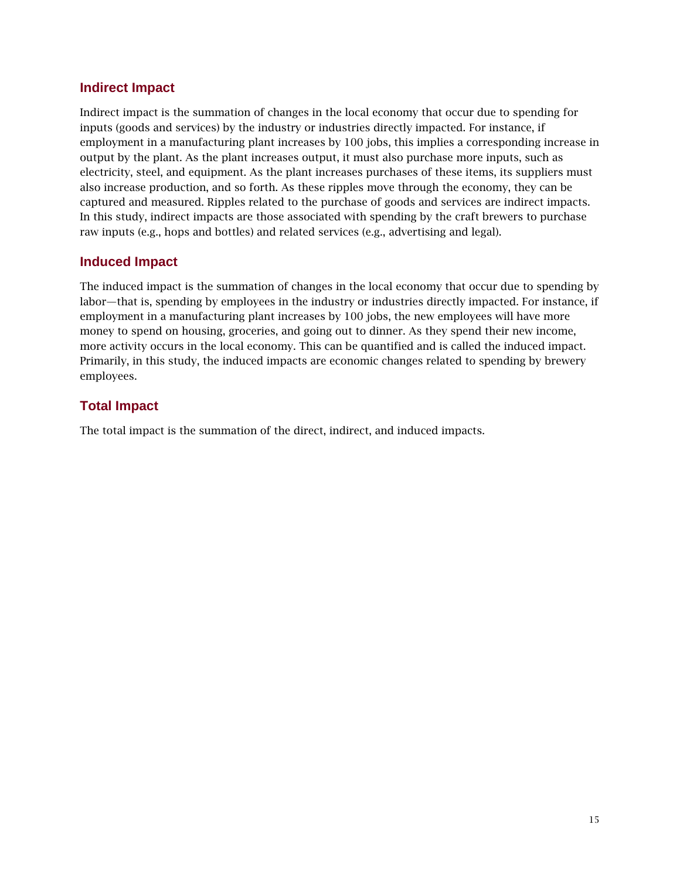## Indirect Impact

Indirect impact is the summation of changes in the local economy that occur due to spending for inputs (goods and services) by the industry or industries directly impacted. For instance, if employment in a manufacturing plant increases by 100 jobs, this implies a corresponding increase in output by the plant. As the plant increases output, it must also purchase more inputs, such as electricity, steel, and equipment. As the plant increases purchases of these items, its suppliers must also increase production, and so forth. As these ripples move through the economy, they can be captured and measured. Ripples related to the purchase of goods and services are indirect impacts. In this study, indirect impacts are those associated with spending by the craft brewers to purchase raw inputs (e.g., hops and bottles) and related services (e.g., advertising and legal).

## Induced Impact

The induced impact is the summation of changes in the local economy that occur due to spending by labor—that is, spending by employees in the industry or industries directly impacted. For instance, if employment in a manufacturing plant increases by 100 jobs, the new employees will have more money to spend on housing, groceries, and going out to dinner. As they spend their new income, more activity occurs in the local economy. This can be quantified and is called the induced impact. Primarily, in this study, the induced impacts are economic changes related to spending by brewery employees.

## Total Impact

The total impact is the summation of the direct, indirect, and induced impacts.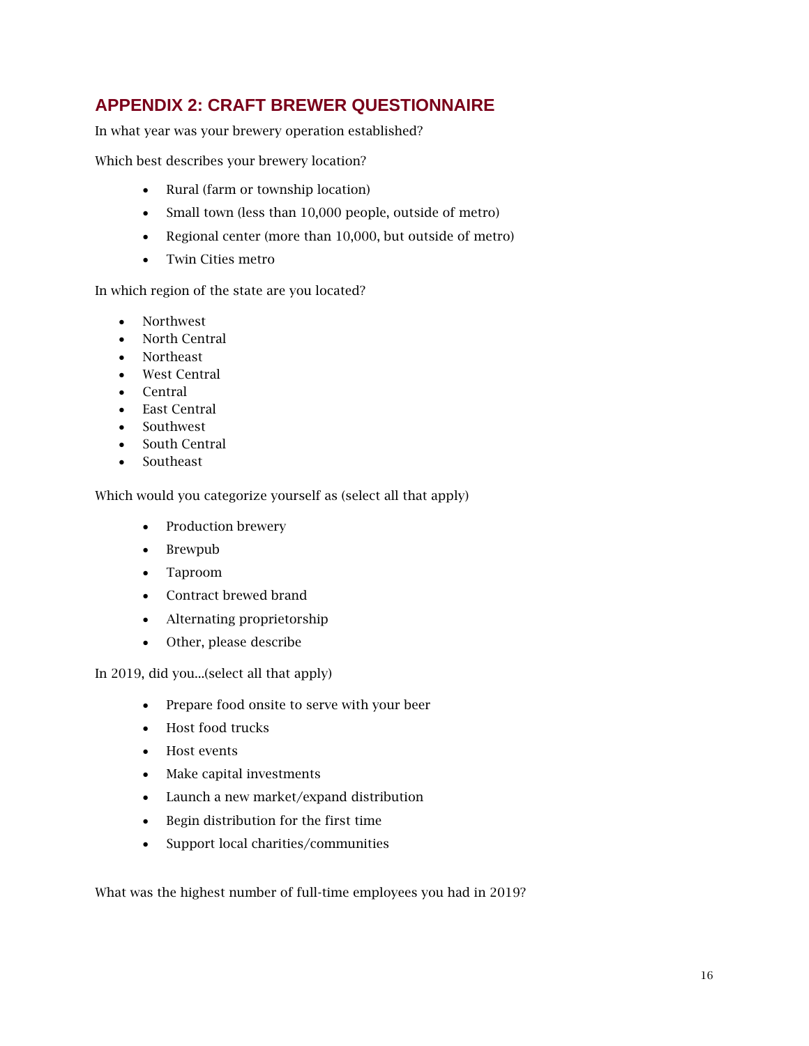## APPENDIX 2: CRAFT BREWER QUESTIONNAIRE

In what year was your brewery operation established?

Which best describes your brewery location?

- Rural (farm or township location)
- Small town (less than 10,000 people, outside of metro)
- Regional center (more than 10,000, but outside of metro)
- Twin Cities metro

In which region of the state are you located?

- Northwest
- North Central
- Northeast
- West Central
- Central
- East Central
- Southwest
- South Central
- Southeast

Which would you categorize yourself as (select all that apply)

- Production brewery
- Brewpub
- Taproom
- Contract brewed brand
- Alternating proprietorship
- Other, please describe

In 2019, did you…(select all that apply)

- Prepare food onsite to serve with your beer
- Host food trucks
- Host events
- Make capital investments
- Launch a new market/expand distribution
- Begin distribution for the first time
- Support local charities/communities

What was the highest number of full-time employees you had in 2019?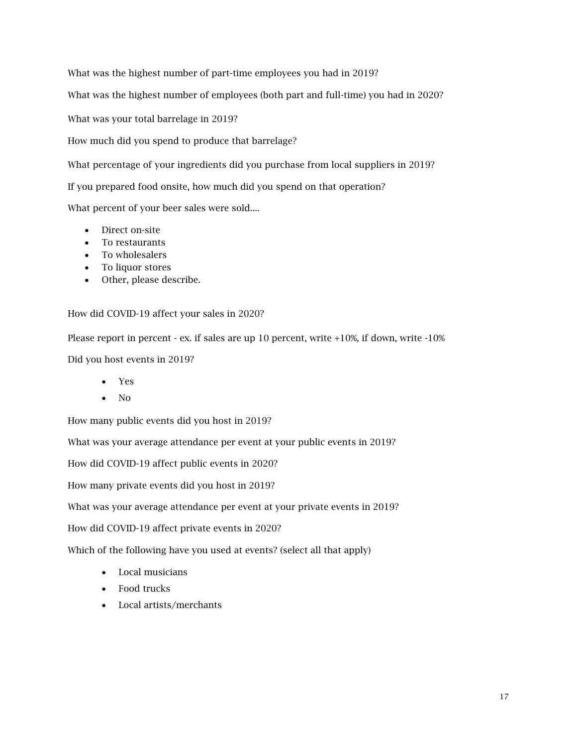What was the highest number of part-time employees you had in 2019?

What was the highest number of employees (both part and full-time) you had in 2020?

What was your total barrelage in 2019?

How much did you spend to produce that barrelage?

What percentage of your ingredients did you purchase from local suppliers in 2019?

If you prepared food onsite, how much did you spend on that operation?

What percent of your beer sales were sold....

- Direct on-site
- To restaurants
- To wholesalers
- To liquor stores
- Other, please describe.

How did COVID-19 affect your sales in 2020?

Please report in percent - ex. if sales are up 10 percent, write +10%, if down, write -10%

Did you host events in 2019?

- Yes
- No

How many public events did you host in 2019?

What was your average attendance per event at your public events in 2019?

How did COVID-19 affect public events in 2020?

How many private events did you host in 2019?

What was your average attendance per event at your private events in 2019?

How did COVID-19 affect private events in 2020?

Which of the following have you used at events? (select all that apply)

- Local musicians
- Food trucks
- Local artists/merchants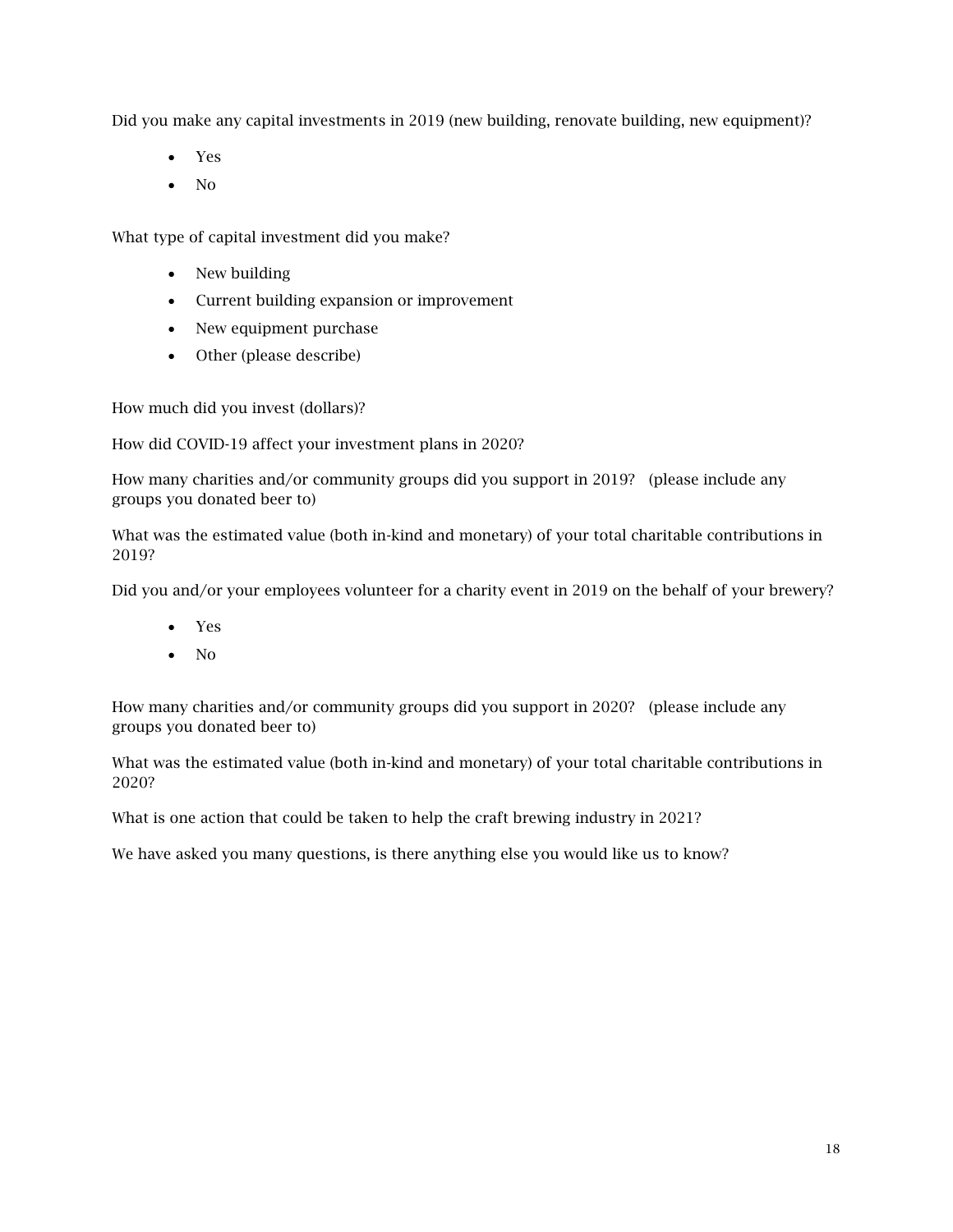Did you make any capital investments in 2019 (new building, renovate building, new equipment)?

- Yes
- No

What type of capital investment did you make?

- New building
- Current building expansion or improvement
- New equipment purchase
- Other (please describe)

How much did you invest (dollars)?

How did COVID-19 affect your investment plans in 2020?

How many charities and/or community groups did you support in 2019? (please include any groups you donated beer to)

What was the estimated value (both in-kind and monetary) of your total charitable contributions in 2019?

Did you and/or your employees volunteer for a charity event in 2019 on the behalf of your brewery?

- Yes
- No

How many charities and/or community groups did you support in 2020? (please include any groups you donated beer to)

What was the estimated value (both in-kind and monetary) of your total charitable contributions in 2020?

What is one action that could be taken to help the craft brewing industry in 2021?

We have asked you many questions, is there anything else you would like us to know?